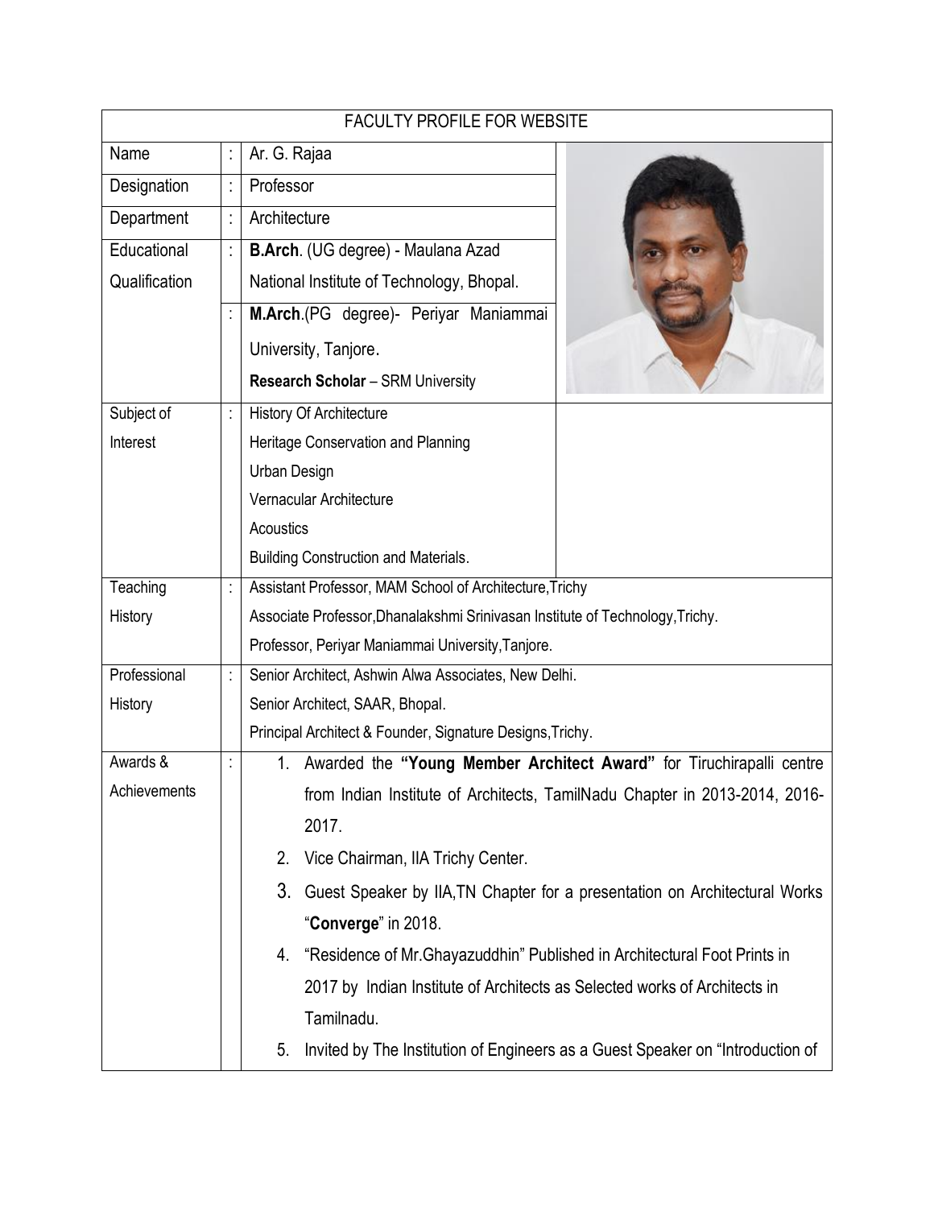# FACULTY PROFILE FOR WEBSITE

| | | |
|---|---|---|
| Name | : | Ar. G. Rajaa |
| Designation | : | Professor |
| Department | : | Architecture |
| Educational Qualification | : | **B.Arch**. (UG degree) - Maulana Azad National Institute of Technology, Bhopal. |
| | : | **M.Arch**.(PG degree)- Periyar Maniammai University, Tanjore. |
| | | **Research Scholar** – SRM University |
| Subject of Interest | : | History Of Architecture<br>Heritage Conservation and Planning<br>Urban Design<br>Vernacular Architecture<br>Acoustics<br>Building Construction and Materials. |
| Teaching History | : | Assistant Professor, MAM School of Architecture,Trichy<br>Associate Professor,Dhanalakshmi Srinivasan Institute of Technology,Trichy.<br>Professor, Periyar Maniammai University,Tanjore. |
| Professional History | : | Senior Architect, Ashwin Alwa Associates, New Delhi.<br>Senior Architect, SAAR, Bhopal.<br>Principal Architect & Founder, Signature Designs,Trichy. |
| Awards & Achievements | : | 1. Awarded the **"Young Member Architect Award"** for Tiruchirapalli centre from Indian Institute of Architects, TamilNadu Chapter in 2013-2014, 2016-2017.<br>2. Vice Chairman, IIA Trichy Center.<br>3. Guest Speaker by IIA,TN Chapter for a presentation on Architectural Works "**Converge**" in 2018.<br>4. "Residence of Mr.Ghayazuddhin" Published in Architectural Foot Prints in 2017 by Indian Institute of Architects as Selected works of Architects in Tamilnadu.<br>5. Invited by The Institution of Engineers as a Guest Speaker on "Introduction of |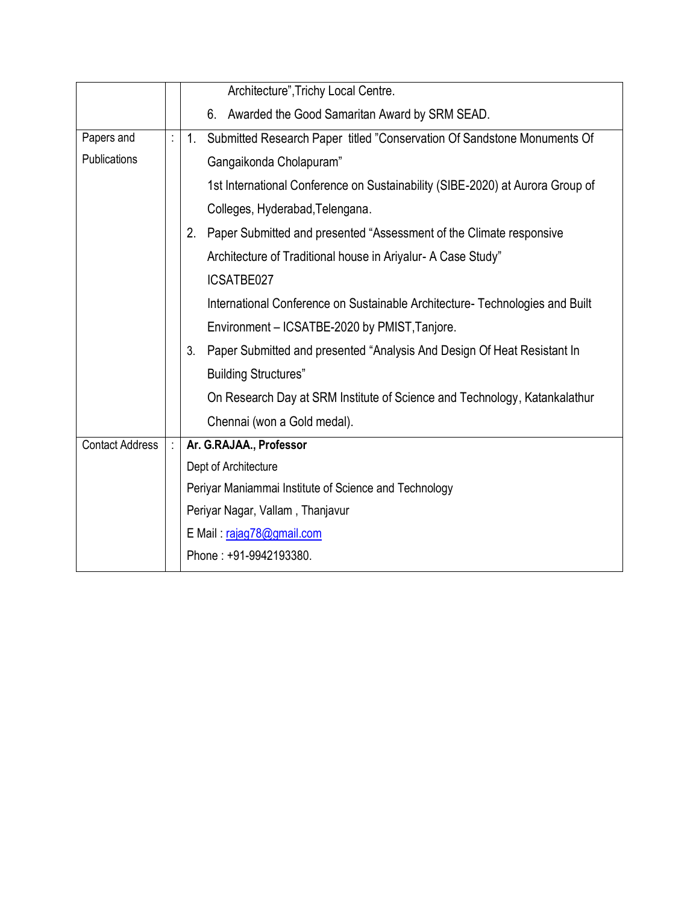| | | |
|---|---|---|
| | | Architecture",Trichy Local Centre.<br>6. Awarded the Good Samaritan Award by SRM SEAD. |
| Papers and Publications | : | 1. Submitted Research Paper titled "Conservation Of Sandstone Monuments Of Gangaikonda Cholapuram"<br>1st International Conference on Sustainability (SIBE-2020) at Aurora Group of Colleges, Hyderabad,Telengana.<br>2. Paper Submitted and presented "Assessment of the Climate responsive Architecture of Traditional house in Ariyalur- A Case Study"<br>ICSATBE027<br>International Conference on Sustainable Architecture- Technologies and Built Environment – ICSATBE-2020 by PMIST,Tanjore.<br>3. Paper Submitted and presented "Analysis And Design Of Heat Resistant In Building Structures"<br>On Research Day at SRM Institute of Science and Technology, Katankalathur Chennai (won a Gold medal). |
| Contact Address | : | **Ar. G.RAJAA., Professor**<br>Dept of Architecture<br>Periyar Maniammai Institute of Science and Technology<br>Periyar Nagar, Vallam , Thanjavur<br>E Mail : rajag78@gmail.com<br>Phone : +91-9942193380. |